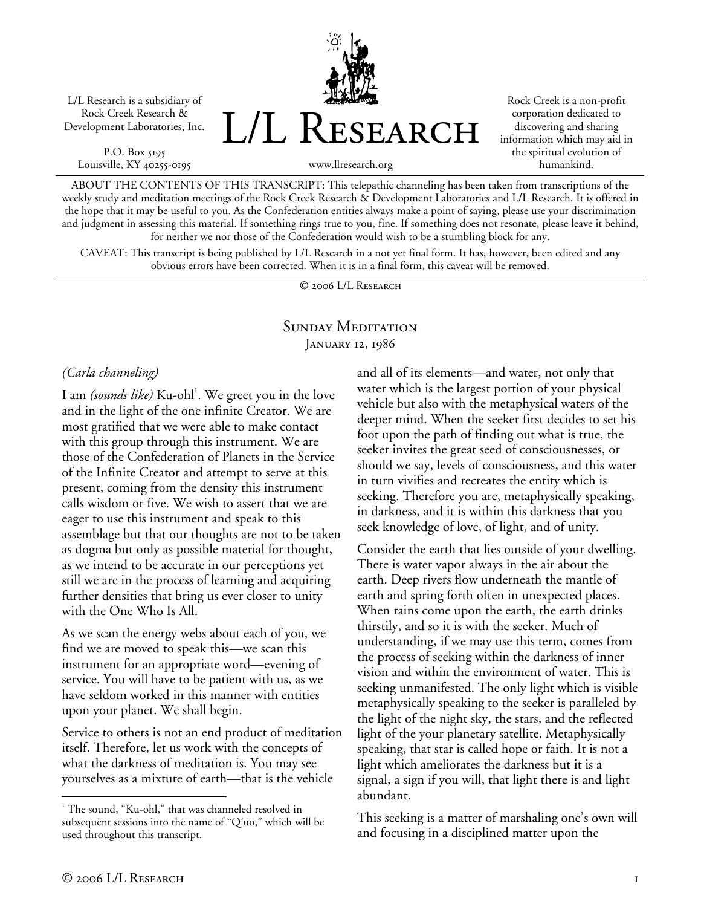L/L Research is a subsidiary of Rock Creek Research & Development Laboratories, Inc.

P.O. Box 5195
Louisville, KY 40255-0195

# L/L Research

www.llresearch.org

Rock Creek is a non-profit corporation dedicated to discovering and sharing information which may aid in the spiritual evolution of humankind.

ABOUT THE CONTENTS OF THIS TRANSCRIPT: This telepathic channeling has been taken from transcriptions of the weekly study and meditation meetings of the Rock Creek Research & Development Laboratories and L/L Research. It is offered in the hope that it may be useful to you. As the Confederation entities always make a point of saying, please use your discrimination and judgment in assessing this material. If something rings true to you, fine. If something does not resonate, please leave it behind, for neither we nor those of the Confederation would wish to be a stumbling block for any.

CAVEAT: This transcript is being published by L/L Research in a not yet final form. It has, however, been edited and any obvious errors have been corrected. When it is in a final form, this caveat will be removed.

© 2006 L/L Research

## Sunday Meditation
### January 12, 1986

*(Carla channeling)*

I am *(sounds like)* Ku-ohl[1]. We greet you in the love and in the light of the one infinite Creator. We are most gratified that we were able to make contact with this group through this instrument. We are those of the Confederation of Planets in the Service of the Infinite Creator and attempt to serve at this present, coming from the density this instrument calls wisdom or five. We wish to assert that we are eager to use this instrument and speak to this assemblage but that our thoughts are not to be taken as dogma but only as possible material for thought, as we intend to be accurate in our perceptions yet still we are in the process of learning and acquiring further densities that bring us ever closer to unity with the One Who Is All.

As we scan the energy webs about each of you, we find we are moved to speak this—we scan this instrument for an appropriate word—evening of service. You will have to be patient with us, as we have seldom worked in this manner with entities upon your planet. We shall begin.

Service to others is not an end product of meditation itself. Therefore, let us work with the concepts of what the darkness of meditation is. You may see yourselves as a mixture of earth—that is the vehicle and all of its elements—and water, not only that water which is the largest portion of your physical vehicle but also with the metaphysical waters of the deeper mind. When the seeker first decides to set his foot upon the path of finding out what is true, the seeker invites the great seed of consciousnesses, or should we say, levels of consciousness, and this water in turn vivifies and recreates the entity which is seeking. Therefore you are, metaphysically speaking, in darkness, and it is within this darkness that you seek knowledge of love, of light, and of unity.

Consider the earth that lies outside of your dwelling. There is water vapor always in the air about the earth. Deep rivers flow underneath the mantle of earth and spring forth often in unexpected places. When rains come upon the earth, the earth drinks thirstily, and so it is with the seeker. Much of understanding, if we may use this term, comes from the process of seeking within the darkness of inner vision and within the environment of water. This is seeking unmanifested. The only light which is visible metaphysically speaking to the seeker is paralleled by the light of the night sky, the stars, and the reflected light of the your planetary satellite. Metaphysically speaking, that star is called hope or faith. It is not a light which ameliorates the darkness but it is a signal, a sign if you will, that light there is and light abundant.

This seeking is a matter of marshaling one's own will and focusing in a disciplined matter upon the

---

[1] The sound, "Ku-ohl," that was channeled resolved in subsequent sessions into the name of "Q'uo," which will be used throughout this transcript.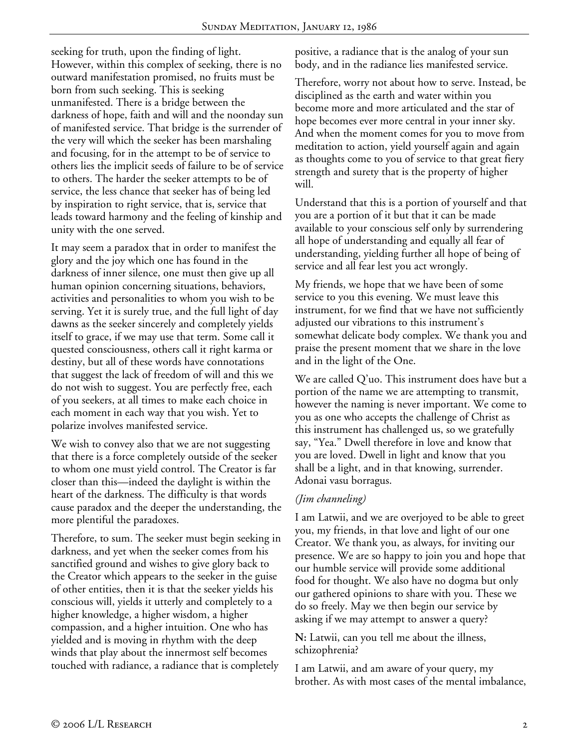seeking for truth, upon the finding of light. However, within this complex of seeking, there is no outward manifestation promised, no fruits must be born from such seeking. This is seeking unmanifested. There is a bridge between the darkness of hope, faith and will and the noonday sun of manifested service. That bridge is the surrender of the very will which the seeker has been marshaling and focusing, for in the attempt to be of service to others lies the implicit seeds of failure to be of service to others. The harder the seeker attempts to be of service, the less chance that seeker has of being led by inspiration to right service, that is, service that leads toward harmony and the feeling of kinship and unity with the one served.

It may seem a paradox that in order to manifest the glory and the joy which one has found in the darkness of inner silence, one must then give up all human opinion concerning situations, behaviors, activities and personalities to whom you wish to be serving. Yet it is surely true, and the full light of day dawns as the seeker sincerely and completely yields itself to grace, if we may use that term. Some call it quested consciousness, others call it right karma or destiny, but all of these words have connotations that suggest the lack of freedom of will and this we do not wish to suggest. You are perfectly free, each of you seekers, at all times to make each choice in each moment in each way that you wish. Yet to polarize involves manifested service.

We wish to convey also that we are not suggesting that there is a force completely outside of the seeker to whom one must yield control. The Creator is far closer than this—indeed the daylight is within the heart of the darkness. The difficulty is that words cause paradox and the deeper the understanding, the more plentiful the paradoxes.

Therefore, to sum. The seeker must begin seeking in darkness, and yet when the seeker comes from his sanctified ground and wishes to give glory back to the Creator which appears to the seeker in the guise of other entities, then it is that the seeker yields his conscious will, yields it utterly and completely to a higher knowledge, a higher wisdom, a higher compassion, and a higher intuition. One who has yielded and is moving in rhythm with the deep winds that play about the innermost self becomes touched with radiance, a radiance that is completely positive, a radiance that is the analog of your sun body, and in the radiance lies manifested service.

Therefore, worry not about how to serve. Instead, be disciplined as the earth and water within you become more and more articulated and the star of hope becomes ever more central in your inner sky. And when the moment comes for you to move from meditation to action, yield yourself again and again as thoughts come to you of service to that great fiery strength and surety that is the property of higher will.

Understand that this is a portion of yourself and that you are a portion of it but that it can be made available to your conscious self only by surrendering all hope of understanding and equally all fear of understanding, yielding further all hope of being of service and all fear lest you act wrongly.

My friends, we hope that we have been of some service to you this evening. We must leave this instrument, for we find that we have not sufficiently adjusted our vibrations to this instrument's somewhat delicate body complex. We thank you and praise the present moment that we share in the love and in the light of the One.

We are called Q'uo. This instrument does have but a portion of the name we are attempting to transmit, however the naming is never important. We come to you as one who accepts the challenge of Christ as this instrument has challenged us, so we gratefully say, "Yea." Dwell therefore in love and know that you are loved. Dwell in light and know that you shall be a light, and in that knowing, surrender. Adonai vasu borragus.

*(Jim channeling)*

I am Latwii, and we are overjoyed to be able to greet you, my friends, in that love and light of our one Creator. We thank you, as always, for inviting our presence. We are so happy to join you and hope that our humble service will provide some additional food for thought. We also have no dogma but only our gathered opinions to share with you. These we do so freely. May we then begin our service by asking if we may attempt to answer a query?

**N:** Latwii, can you tell me about the illness, schizophrenia?

I am Latwii, and am aware of your query, my brother. As with most cases of the mental imbalance,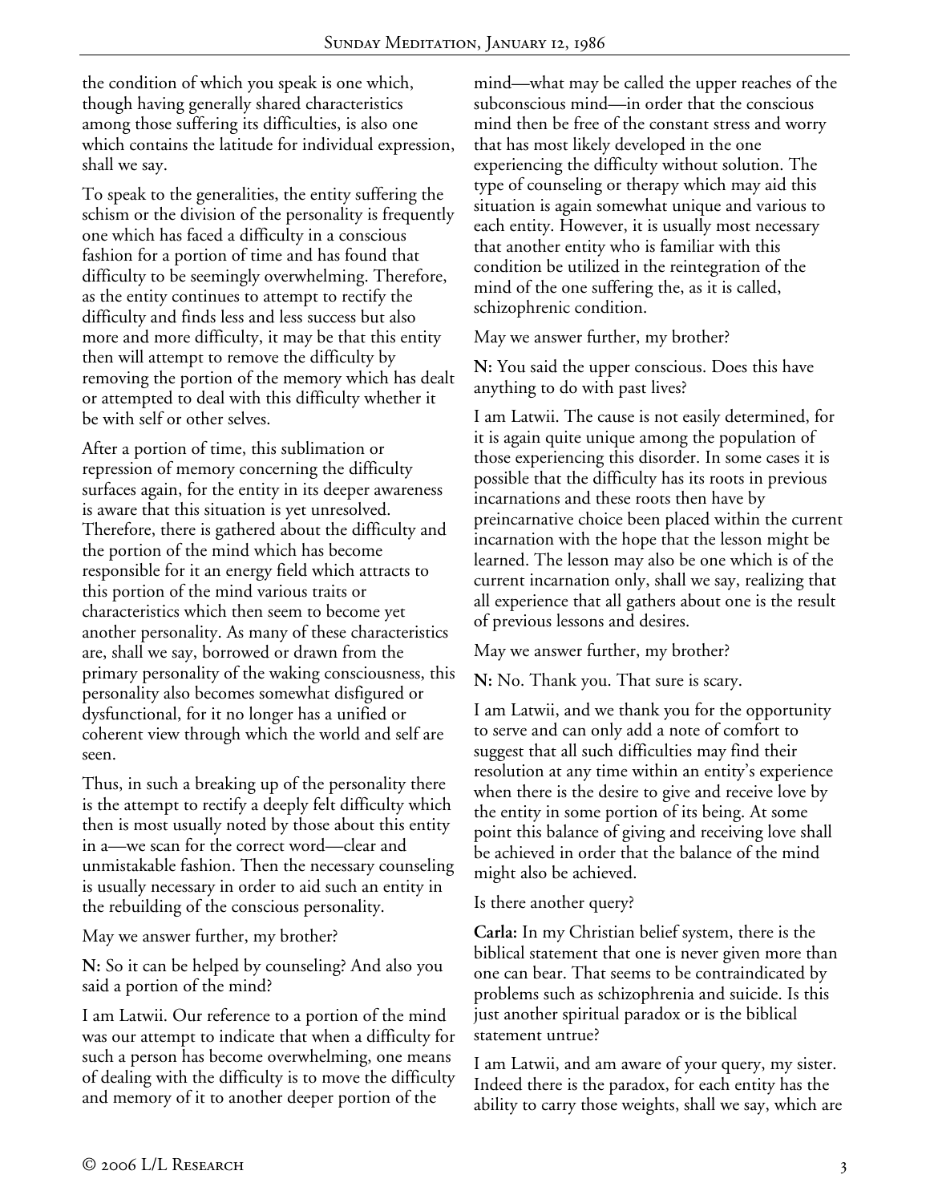the condition of which you speak is one which, though having generally shared characteristics among those suffering its difficulties, is also one which contains the latitude for individual expression, shall we say.

To speak to the generalities, the entity suffering the schism or the division of the personality is frequently one which has faced a difficulty in a conscious fashion for a portion of time and has found that difficulty to be seemingly overwhelming. Therefore, as the entity continues to attempt to rectify the difficulty and finds less and less success but also more and more difficulty, it may be that this entity then will attempt to remove the difficulty by removing the portion of the memory which has dealt or attempted to deal with this difficulty whether it be with self or other selves.

After a portion of time, this sublimation or repression of memory concerning the difficulty surfaces again, for the entity in its deeper awareness is aware that this situation is yet unresolved. Therefore, there is gathered about the difficulty and the portion of the mind which has become responsible for it an energy field which attracts to this portion of the mind various traits or characteristics which then seem to become yet another personality. As many of these characteristics are, shall we say, borrowed or drawn from the primary personality of the waking consciousness, this personality also becomes somewhat disfigured or dysfunctional, for it no longer has a unified or coherent view through which the world and self are seen.

Thus, in such a breaking up of the personality there is the attempt to rectify a deeply felt difficulty which then is most usually noted by those about this entity in a—we scan for the correct word—clear and unmistakable fashion. Then the necessary counseling is usually necessary in order to aid such an entity in the rebuilding of the conscious personality.

May we answer further, my brother?

**N:** So it can be helped by counseling? And also you said a portion of the mind?

I am Latwii. Our reference to a portion of the mind was our attempt to indicate that when a difficulty for such a person has become overwhelming, one means of dealing with the difficulty is to move the difficulty and memory of it to another deeper portion of the mind—what may be called the upper reaches of the subconscious mind—in order that the conscious mind then be free of the constant stress and worry that has most likely developed in the one experiencing the difficulty without solution. The type of counseling or therapy which may aid this situation is again somewhat unique and various to each entity. However, it is usually most necessary that another entity who is familiar with this condition be utilized in the reintegration of the mind of the one suffering the, as it is called, schizophrenic condition.

May we answer further, my brother?

**N:** You said the upper conscious. Does this have anything to do with past lives?

I am Latwii. The cause is not easily determined, for it is again quite unique among the population of those experiencing this disorder. In some cases it is possible that the difficulty has its roots in previous incarnations and these roots then have by preincarnative choice been placed within the current incarnation with the hope that the lesson might be learned. The lesson may also be one which is of the current incarnation only, shall we say, realizing that all experience that all gathers about one is the result of previous lessons and desires.

May we answer further, my brother?

**N:** No. Thank you. That sure is scary.

I am Latwii, and we thank you for the opportunity to serve and can only add a note of comfort to suggest that all such difficulties may find their resolution at any time within an entity's experience when there is the desire to give and receive love by the entity in some portion of its being. At some point this balance of giving and receiving love shall be achieved in order that the balance of the mind might also be achieved.

Is there another query?

**Carla:** In my Christian belief system, there is the biblical statement that one is never given more than one can bear. That seems to be contraindicated by problems such as schizophrenia and suicide. Is this just another spiritual paradox or is the biblical statement untrue?

I am Latwii, and am aware of your query, my sister. Indeed there is the paradox, for each entity has the ability to carry those weights, shall we say, which are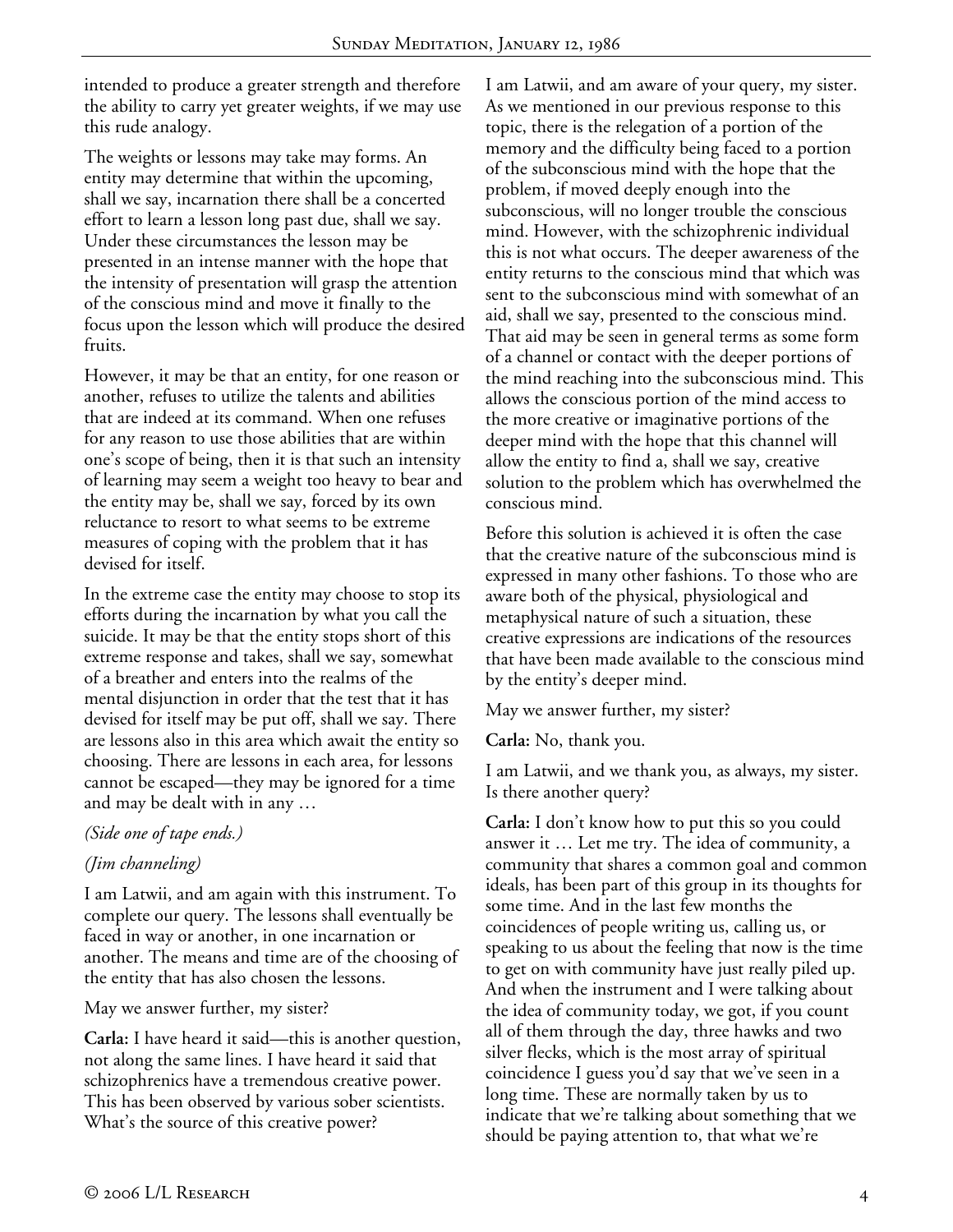intended to produce a greater strength and therefore the ability to carry yet greater weights, if we may use this rude analogy.

The weights or lessons may take may forms. An entity may determine that within the upcoming, shall we say, incarnation there shall be a concerted effort to learn a lesson long past due, shall we say. Under these circumstances the lesson may be presented in an intense manner with the hope that the intensity of presentation will grasp the attention of the conscious mind and move it finally to the focus upon the lesson which will produce the desired fruits.

However, it may be that an entity, for one reason or another, refuses to utilize the talents and abilities that are indeed at its command. When one refuses for any reason to use those abilities that are within one's scope of being, then it is that such an intensity of learning may seem a weight too heavy to bear and the entity may be, shall we say, forced by its own reluctance to resort to what seems to be extreme measures of coping with the problem that it has devised for itself.

In the extreme case the entity may choose to stop its efforts during the incarnation by what you call the suicide. It may be that the entity stops short of this extreme response and takes, shall we say, somewhat of a breather and enters into the realms of the mental disjunction in order that the test that it has devised for itself may be put off, shall we say. There are lessons also in this area which await the entity so choosing. There are lessons in each area, for lessons cannot be escaped—they may be ignored for a time and may be dealt with in any …

*(Side one of tape ends.)*

*(Jim channeling)*

I am Latwii, and am again with this instrument. To complete our query. The lessons shall eventually be faced in way or another, in one incarnation or another. The means and time are of the choosing of the entity that has also chosen the lessons.

May we answer further, my sister?

**Carla:** I have heard it said—this is another question, not along the same lines. I have heard it said that schizophrenics have a tremendous creative power. This has been observed by various sober scientists. What's the source of this creative power?

I am Latwii, and am aware of your query, my sister. As we mentioned in our previous response to this topic, there is the relegation of a portion of the memory and the difficulty being faced to a portion of the subconscious mind with the hope that the problem, if moved deeply enough into the subconscious, will no longer trouble the conscious mind. However, with the schizophrenic individual this is not what occurs. The deeper awareness of the entity returns to the conscious mind that which was sent to the subconscious mind with somewhat of an aid, shall we say, presented to the conscious mind. That aid may be seen in general terms as some form of a channel or contact with the deeper portions of the mind reaching into the subconscious mind. This allows the conscious portion of the mind access to the more creative or imaginative portions of the deeper mind with the hope that this channel will allow the entity to find a, shall we say, creative solution to the problem which has overwhelmed the conscious mind.

Before this solution is achieved it is often the case that the creative nature of the subconscious mind is expressed in many other fashions. To those who are aware both of the physical, physiological and metaphysical nature of such a situation, these creative expressions are indications of the resources that have been made available to the conscious mind by the entity's deeper mind.

May we answer further, my sister?

**Carla:** No, thank you.

I am Latwii, and we thank you, as always, my sister. Is there another query?

**Carla:** I don't know how to put this so you could answer it … Let me try. The idea of community, a community that shares a common goal and common ideals, has been part of this group in its thoughts for some time. And in the last few months the coincidences of people writing us, calling us, or speaking to us about the feeling that now is the time to get on with community have just really piled up. And when the instrument and I were talking about the idea of community today, we got, if you count all of them through the day, three hawks and two silver flecks, which is the most array of spiritual coincidence I guess you'd say that we've seen in a long time. These are normally taken by us to indicate that we're talking about something that we should be paying attention to, that what we're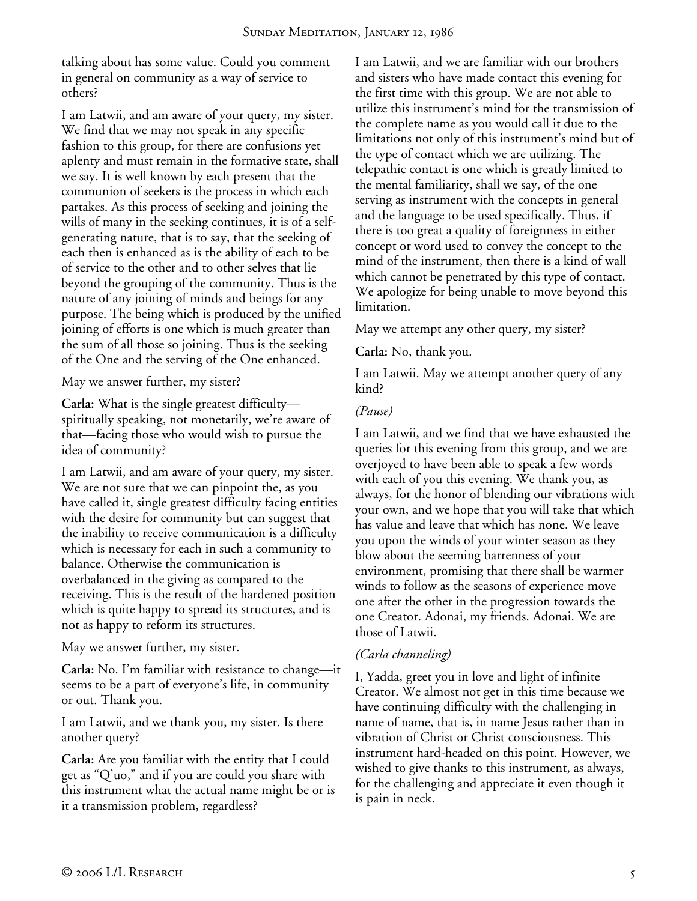talking about has some value. Could you comment in general on community as a way of service to others?

I am Latwii, and am aware of your query, my sister. We find that we may not speak in any specific fashion to this group, for there are confusions yet aplenty and must remain in the formative state, shall we say. It is well known by each present that the communion of seekers is the process in which each partakes. As this process of seeking and joining the wills of many in the seeking continues, it is of a self-generating nature, that is to say, that the seeking of each then is enhanced as is the ability of each to be of service to the other and to other selves that lie beyond the grouping of the community. Thus is the nature of any joining of minds and beings for any purpose. The being which is produced by the unified joining of efforts is one which is much greater than the sum of all those so joining. Thus is the seeking of the One and the serving of the One enhanced.

May we answer further, my sister?

**Carla:** What is the single greatest difficulty—spiritually speaking, not monetarily, we're aware of that—facing those who would wish to pursue the idea of community?

I am Latwii, and am aware of your query, my sister. We are not sure that we can pinpoint the, as you have called it, single greatest difficulty facing entities with the desire for community but can suggest that the inability to receive communication is a difficulty which is necessary for each in such a community to balance. Otherwise the communication is overbalanced in the giving as compared to the receiving. This is the result of the hardened position which is quite happy to spread its structures, and is not as happy to reform its structures.

May we answer further, my sister.

**Carla:** No. I'm familiar with resistance to change—it seems to be a part of everyone's life, in community or out. Thank you.

I am Latwii, and we thank you, my sister. Is there another query?

**Carla:** Are you familiar with the entity that I could get as "Q'uo," and if you are could you share with this instrument what the actual name might be or is it a transmission problem, regardless?

I am Latwii, and we are familiar with our brothers and sisters who have made contact this evening for the first time with this group. We are not able to utilize this instrument's mind for the transmission of the complete name as you would call it due to the limitations not only of this instrument's mind but of the type of contact which we are utilizing. The telepathic contact is one which is greatly limited to the mental familiarity, shall we say, of the one serving as instrument with the concepts in general and the language to be used specifically. Thus, if there is too great a quality of foreignness in either concept or word used to convey the concept to the mind of the instrument, then there is a kind of wall which cannot be penetrated by this type of contact. We apologize for being unable to move beyond this limitation.

May we attempt any other query, my sister?

**Carla:** No, thank you.

I am Latwii. May we attempt another query of any kind?

*(Pause)*

I am Latwii, and we find that we have exhausted the queries for this evening from this group, and we are overjoyed to have been able to speak a few words with each of you this evening. We thank you, as always, for the honor of blending our vibrations with your own, and we hope that you will take that which has value and leave that which has none. We leave you upon the winds of your winter season as they blow about the seeming barrenness of your environment, promising that there shall be warmer winds to follow as the seasons of experience move one after the other in the progression towards the one Creator. Adonai, my friends. Adonai. We are those of Latwii.

*(Carla channeling)*

I, Yadda, greet you in love and light of infinite Creator. We almost not get in this time because we have continuing difficulty with the challenging in name of name, that is, in name Jesus rather than in vibration of Christ or Christ consciousness. This instrument hard-headed on this point. However, we wished to give thanks to this instrument, as always, for the challenging and appreciate it even though it is pain in neck.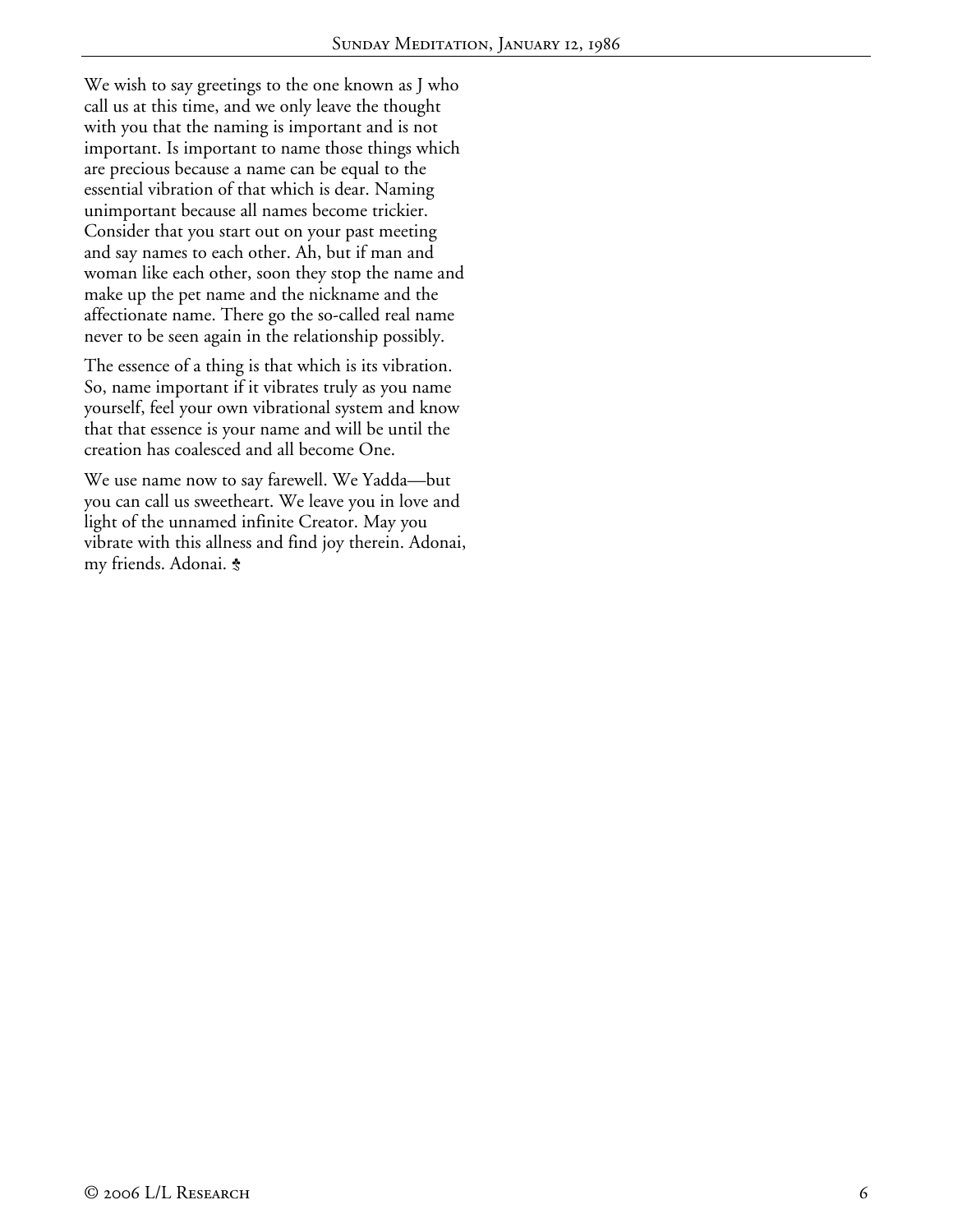We wish to say greetings to the one known as J who call us at this time, and we only leave the thought with you that the naming is important and is not important. Is important to name those things which are precious because a name can be equal to the essential vibration of that which is dear. Naming unimportant because all names become trickier. Consider that you start out on your past meeting and say names to each other. Ah, but if man and woman like each other, soon they stop the name and make up the pet name and the nickname and the affectionate name. There go the so-called real name never to be seen again in the relationship possibly.

The essence of a thing is that which is its vibration. So, name important if it vibrates truly as you name yourself, feel your own vibrational system and know that that essence is your name and will be until the creation has coalesced and all become One.

We use name now to say farewell. We Yadda—but you can call us sweetheart. We leave you in love and light of the unnamed infinite Creator. May you vibrate with this allness and find joy therein. Adonai, my friends. Adonai. ♰